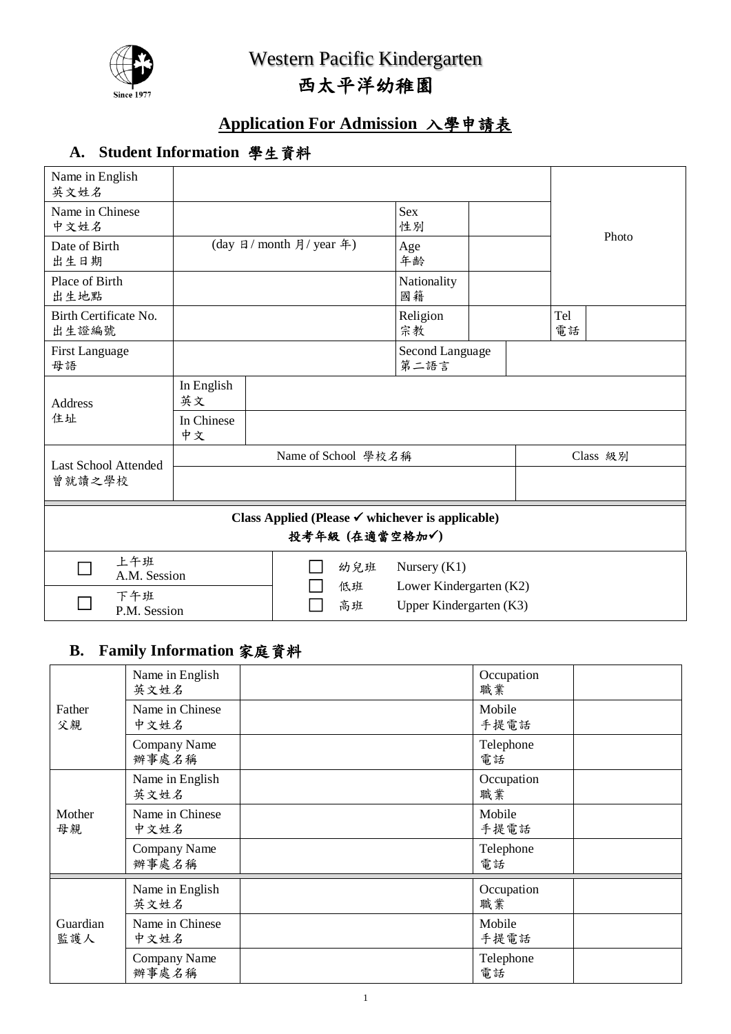# Western Pacific Kindergarten
# 西太平洋幼稚園

Since 1977

## Application For Admission 入學申請表

### A. Student Information 學生資料

| Name in English 英文姓名 | | | | Photo |
|---|---|---|---|---|
| Name in Chinese 中文姓名 | | Sex 性別 | | |
| Date of Birth 出生日期 | (day 日/ month 月/ year 年) | Age 年齡 | | |
| Place of Birth 出生地點 | | Nationality 國籍 | | |
| Birth Certificate No. 出生證編號 | | Religion 宗教 | | Tel 電話 |
| First Language 母語 | | Second Language 第二語言 | | |

| Address 住址 | |
|---|---|
| In English 英文 | |
| In Chinese 中文 | |

| Last School Attended 曾就讀之學校 | Name of School 學校名稱 | Class 級別 |
|---|---|---|
| | | |

**Class Applied (Please ✓ whichever is applicable)**
**投考年級 (在適當空格加✓)**

| | |
|---|---|
| ☐ 上午班 A.M. Session | ☐ 幼兒班 Nursery (K1) |
| ☐ 下午班 P.M. Session | ☐ 低班 Lower Kindergarten (K2) |
| | ☐ 高班 Upper Kindergarten (K3) |

### B. Family Information 家庭資料

| | | | | |
|---|---|---|---|---|
| Father 父親 | Name in English 英文姓名 | | Occupation 職業 | |
| | Name in Chinese 中文姓名 | | Mobile 手提電話 | |
| | Company Name 辦事處名稱 | | Telephone 電話 | |
| Mother 母親 | Name in English 英文姓名 | | Occupation 職業 | |
| | Name in Chinese 中文姓名 | | Mobile 手提電話 | |
| | Company Name 辦事處名稱 | | Telephone 電話 | |
| Guardian 監護人 | Name in English 英文姓名 | | Occupation 職業 | |
| | Name in Chinese 中文姓名 | | Mobile 手提電話 | |
| | Company Name 辦事處名稱 | | Telephone 電話 | |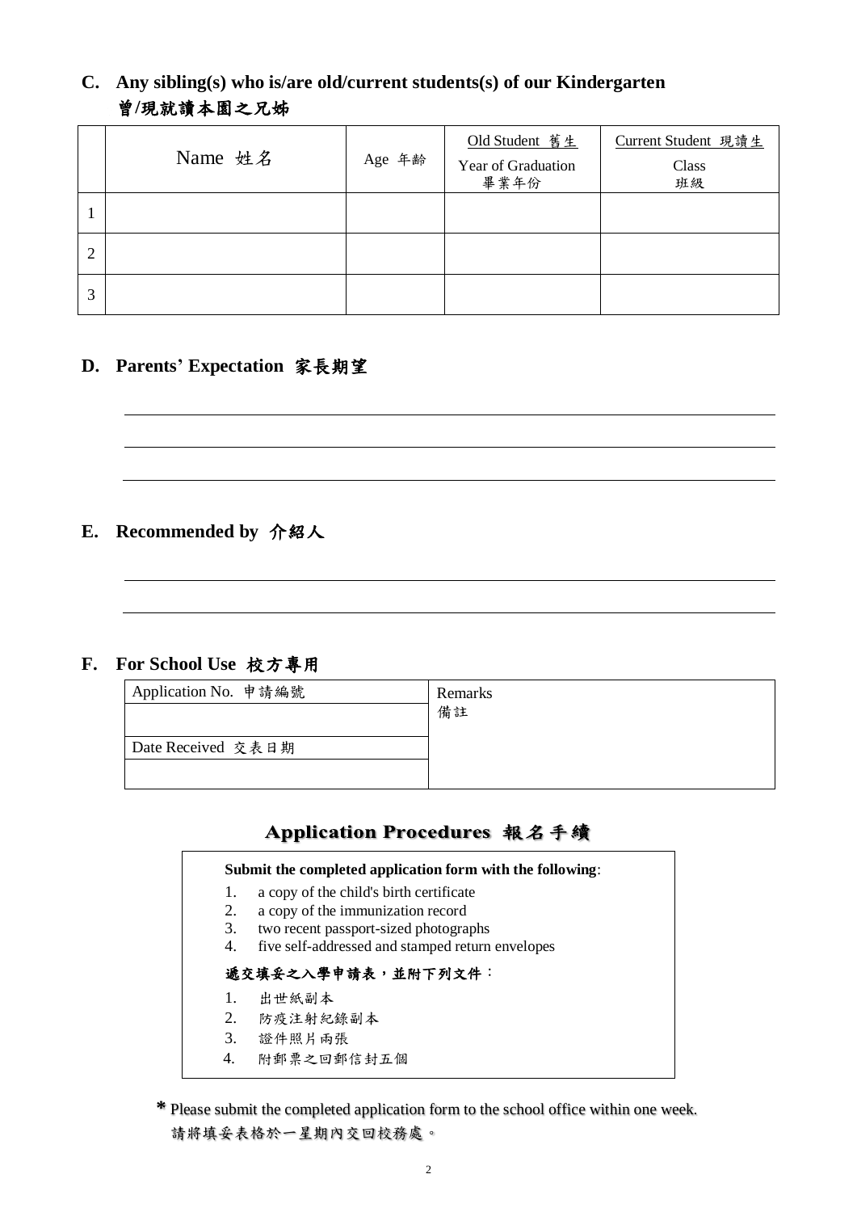## C. Any sibling(s) who is/are old/current students(s) of our Kindergarten 曾/現就讀本園之兄姊

| | Name 姓名 | Age 年齡 | Old Student 舊生<br>Year of Graduation 畢業年份 | Current Student 現讀生<br>Class 班級 |
|---|---|---|---|---|
| 1 | | | | |
| 2 | | | | |
| 3 | | | | |

## D. Parents' Expectation 家長期望

______________________________________________

______________________________________________

______________________________________________

## E. Recommended by 介紹人

______________________________________________

______________________________________________

## F. For School Use 校方專用

| Application No. 申請編號 | Remarks 備註 |
|---|---|
| | |
| Date Received 交表日期 | |
| | |

## Application Procedures 報名手續

**Submit the completed application form with the following**:

1. a copy of the child's birth certificate
2. a copy of the immunization record
3. two recent passport-sized photographs
4. five self-addressed and stamped return envelopes

**遞交填妥之入學申請表，並附下列文件**：

1. 出世紙副本
2. 防疫注射紀錄副本
3. 證件照片兩張
4. 附郵票之回郵信封五個

\* Please submit the completed application form to the school office within one week.
請將填妥表格於一星期內交回校務處。